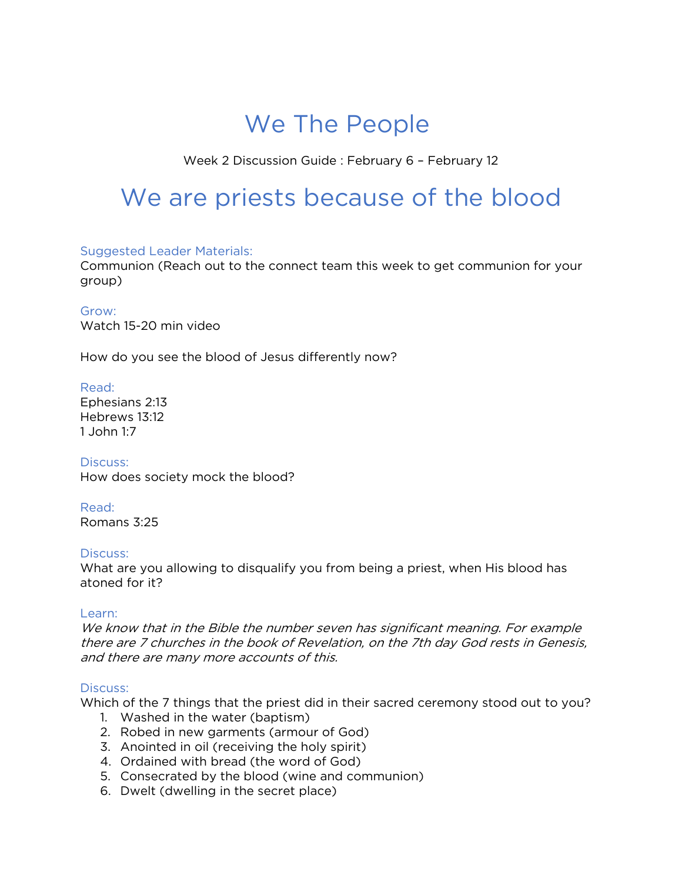# We The People

Week 2 Discussion Guide : February 6 – February 12

# We are priests because of the blood

Suggested Leader Materials:
Communion (Reach out to the connect team this week to get communion for your group)

Grow:
Watch 15-20 min video

How do you see the blood of Jesus differently now?

Read:
Ephesians 2:13
Hebrews 13:12
1 John 1:7

Discuss:
How does society mock the blood?

Read:
Romans 3:25

Discuss:
What are you allowing to disqualify you from being a priest, when His blood has atoned for it?

Learn:
*We know that in the Bible the number seven has significant meaning. For example there are 7 churches in the book of Revelation, on the 7th day God rests in Genesis, and there are many more accounts of this.*

Discuss:
Which of the 7 things that the priest did in their sacred ceremony stood out to you?

1. Washed in the water (baptism)
2. Robed in new garments (armour of God)
3. Anointed in oil (receiving the holy spirit)
4. Ordained with bread (the word of God)
5. Consecrated by the blood (wine and communion)
6. Dwelt (dwelling in the secret place)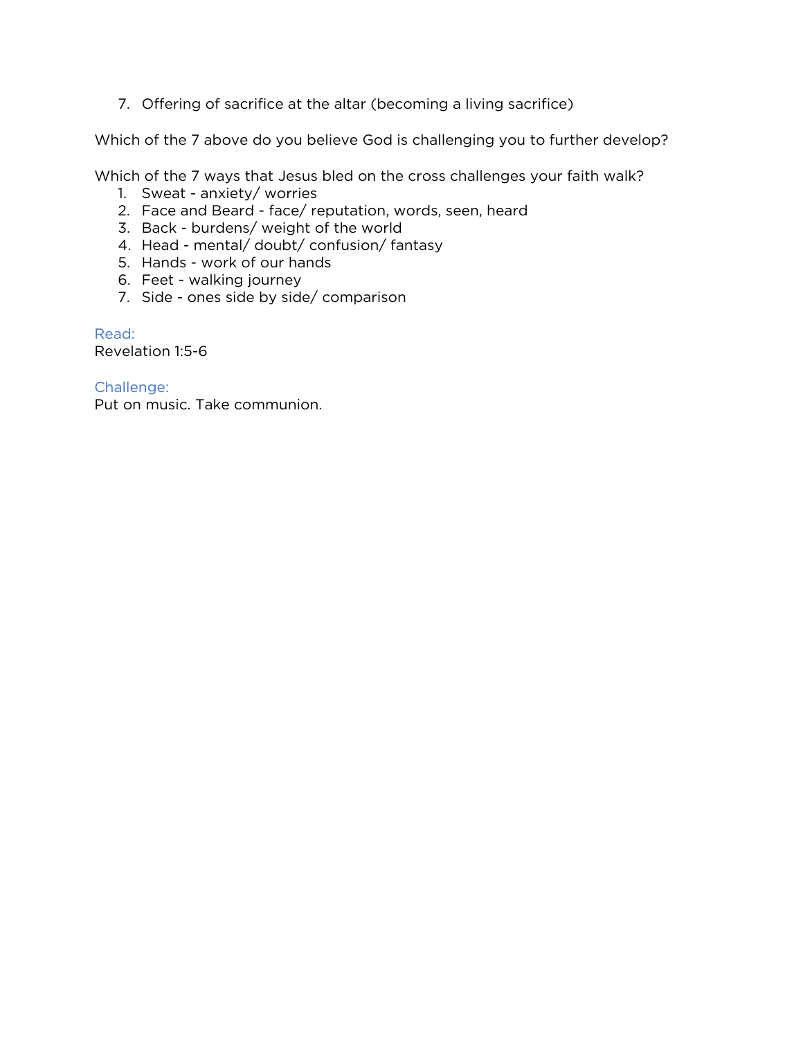7. Offering of sacrifice at the altar (becoming a living sacrifice)

Which of the 7 above do you believe God is challenging you to further develop?

Which of the 7 ways that Jesus bled on the cross challenges your faith walk?

1. Sweat - anxiety/ worries
2. Face and Beard - face/ reputation, words, seen, heard
3. Back - burdens/ weight of the world
4. Head - mental/ doubt/ confusion/ fantasy
5. Hands - work of our hands
6. Feet - walking journey
7. Side - ones side by side/ comparison

Read:
Revelation 1:5-6

Challenge:
Put on music. Take communion.